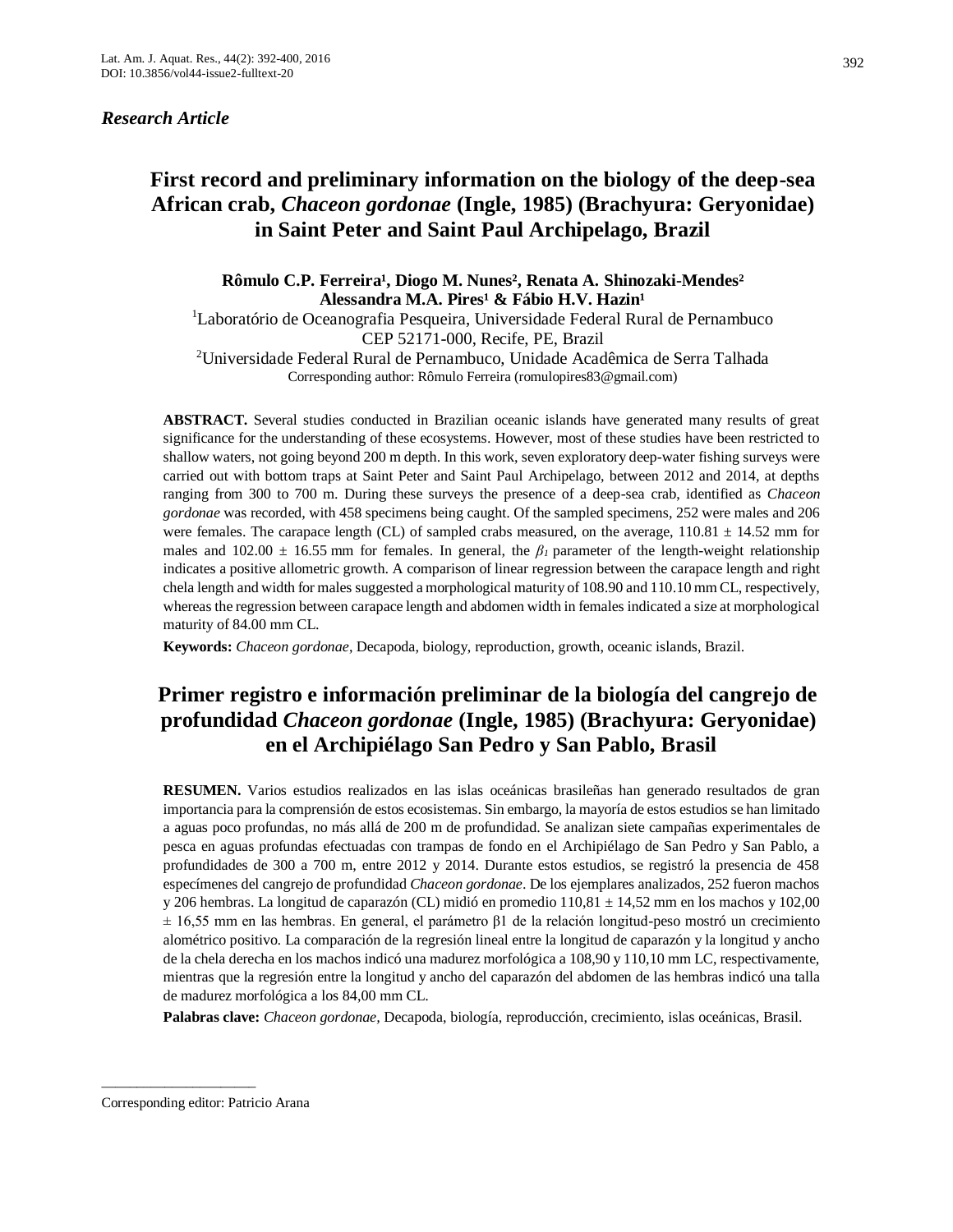*Research Article*

# First record and preliminary information on the biology of the deep-sea African crab, *Chaceon gordonae* (Ingle, 1985) (Brachyura: Geryonidae) in Saint Peter and Saint Paul Archipelago, Brazil

**Rômulo C.P. Ferreira[1], Diogo M. Nunes[2], Renata A. Shinozaki-Mendes[2] Alessandra M.A. Pires[1] & Fábio H.V. Hazin[1]**

[1]Laboratório de Oceanografia Pesqueira, Universidade Federal Rural de Pernambuco CEP 52171-000, Recife, PE, Brazil

[2]Universidade Federal Rural de Pernambuco, Unidade Acadêmica de Serra Talhada

Corresponding author: Rômulo Ferreira (romulopires83@gmail.com)

**ABSTRACT.** Several studies conducted in Brazilian oceanic islands have generated many results of great significance for the understanding of these ecosystems. However, most of these studies have been restricted to shallow waters, not going beyond 200 m depth. In this work, seven exploratory deep-water fishing surveys were carried out with bottom traps at Saint Peter and Saint Paul Archipelago, between 2012 and 2014, at depths ranging from 300 to 700 m. During these surveys the presence of a deep-sea crab, identified as *Chaceon gordonae* was recorded, with 458 specimens being caught. Of the sampled specimens, 252 were males and 206 were females. The carapace length (CL) of sampled crabs measured, on the average, 110.81 ± 14.52 mm for males and 102.00 ± 16.55 mm for females. In general, the $\beta_1$ parameter of the length-weight relationship indicates a positive allometric growth. A comparison of linear regression between the carapace length and right chela length and width for males suggested a morphological maturity of 108.90 and 110.10 mm CL, respectively, whereas the regression between carapace length and abdomen width in females indicated a size at morphological maturity of 84.00 mm CL.

**Keywords:** *Chaceon gordonae*, Decapoda, biology, reproduction, growth, oceanic islands, Brazil.

# Primer registro e información preliminar de la biología del cangrejo de profundidad *Chaceon gordonae* (Ingle, 1985) (Brachyura: Geryonidae) en el Archipiélago San Pedro y San Pablo, Brasil

**RESUMEN.** Varios estudios realizados en las islas oceánicas brasileñas han generado resultados de gran importancia para la comprensión de estos ecosistemas. Sin embargo, la mayoría de estos estudios se han limitado a aguas poco profundas, no más allá de 200 m de profundidad. Se analizan siete campañas experimentales de pesca en aguas profundas efectuadas con trampas de fondo en el Archipiélago de San Pedro y San Pablo, a profundidades de 300 a 700 m, entre 2012 y 2014. Durante estos estudios, se registró la presencia de 458 especímenes del cangrejo de profundidad *Chaceon gordonae*. De los ejemplares analizados, 252 fueron machos y 206 hembras. La longitud de caparazón (CL) midió en promedio 110,81 ± 14,52 mm en los machos y 102,00 ± 16,55 mm en las hembras. En general, el parámetro $\beta_1$ de la relación longitud-peso mostró un crecimiento alométrico positivo. La comparación de la regresión lineal entre la longitud de caparazón y la longitud y ancho de la chela derecha en los machos indicó una madurez morfológica a 108,90 y 110,10 mm LC, respectivamente, mientras que la regresión entre la longitud y ancho del caparazón del abdomen de las hembras indicó una talla de madurez morfológica a los 84,00 mm CL.

**Palabras clave:** *Chaceon gordonae*, Decapoda, biología, reproducción, crecimiento, islas oceánicas, Brasil.

---

Corresponding editor: Patricio Arana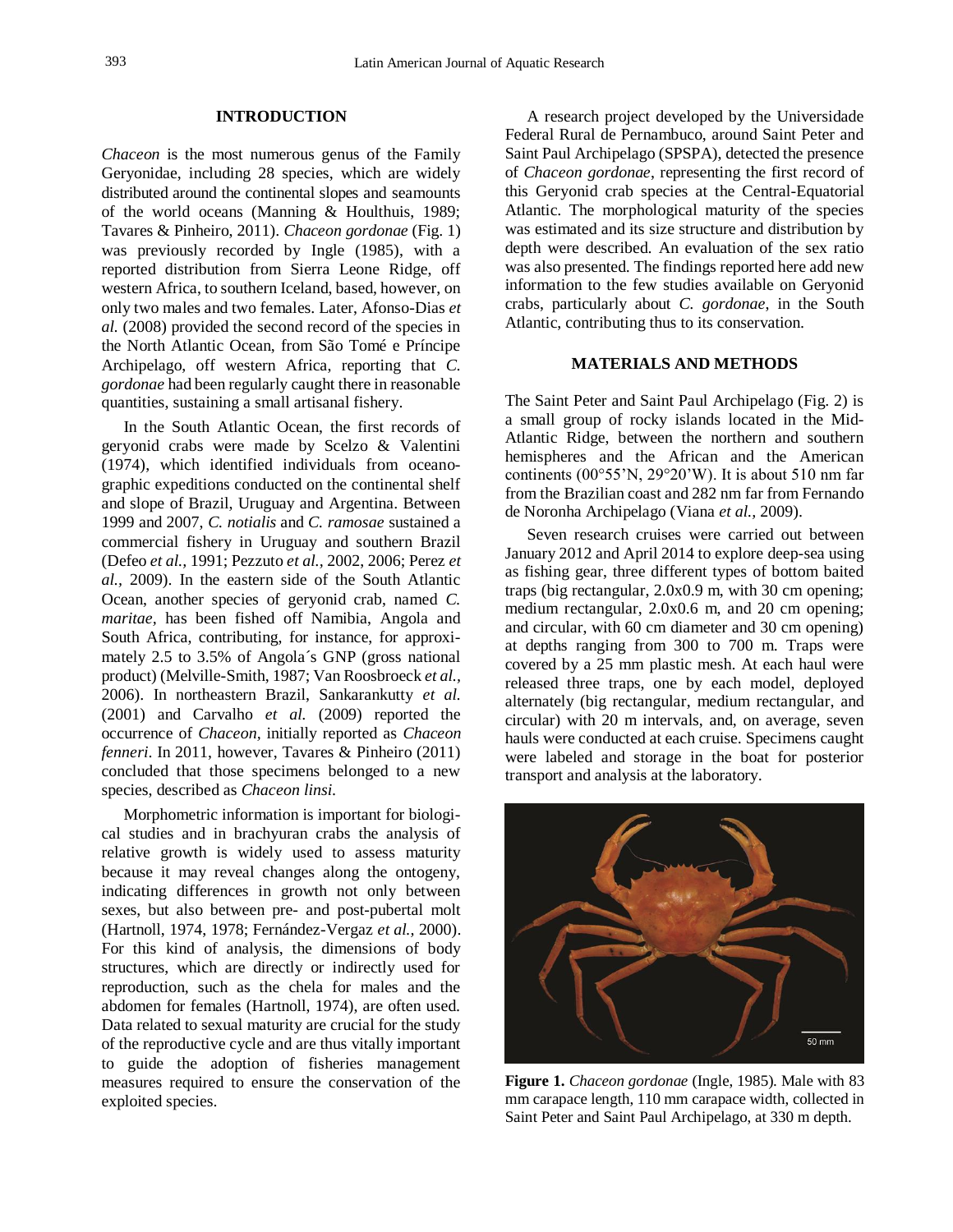## INTRODUCTION

*Chaceon* is the most numerous genus of the Family Geryonidae, including 28 species, which are widely distributed around the continental slopes and seamounts of the world oceans (Manning & Houlthuis, 1989; Tavares & Pinheiro, 2011). *Chaceon gordonae* (Fig. 1) was previously recorded by Ingle (1985), with a reported distribution from Sierra Leone Ridge, off western Africa, to southern Iceland, based, however, on only two males and two females. Later, Afonso-Dias *et al.* (2008) provided the second record of the species in the North Atlantic Ocean, from São Tomé e Príncipe Archipelago, off western Africa, reporting that *C. gordonae* had been regularly caught there in reasonable quantities, sustaining a small artisanal fishery.

In the South Atlantic Ocean, the first records of geryonid crabs were made by Scelzo & Valentini (1974), which identified individuals from oceanographic expeditions conducted on the continental shelf and slope of Brazil, Uruguay and Argentina. Between 1999 and 2007, *C. notialis* and *C. ramosae* sustained a commercial fishery in Uruguay and southern Brazil (Defeo *et al.,* 1991; Pezzuto *et al.,* 2002, 2006; Perez *et al.,* 2009). In the eastern side of the South Atlantic Ocean, another species of geryonid crab, named *C. maritae*, has been fished off Namibia, Angola and South Africa, contributing, for instance, for approximately 2.5 to 3.5% of Angola´s GNP (gross national product) (Melville-Smith, 1987; Van Roosbroeck *et al.,* 2006). In northeastern Brazil, Sankarankutty *et al.* (2001) and Carvalho *et al.* (2009) reported the occurrence of *Chaceon*, initially reported as *Chaceon fenneri*. In 2011, however, Tavares & Pinheiro (2011) concluded that those specimens belonged to a new species, described as *Chaceon linsi*.

Morphometric information is important for biological studies and in brachyuran crabs the analysis of relative growth is widely used to assess maturity because it may reveal changes along the ontogeny, indicating differences in growth not only between sexes, but also between pre- and post-pubertal molt (Hartnoll, 1974, 1978; Fernández-Vergaz *et al.,* 2000). For this kind of analysis, the dimensions of body structures, which are directly or indirectly used for reproduction, such as the chela for males and the abdomen for females (Hartnoll, 1974), are often used. Data related to sexual maturity are crucial for the study of the reproductive cycle and are thus vitally important to guide the adoption of fisheries management measures required to ensure the conservation of the exploited species.

A research project developed by the Universidade Federal Rural de Pernambuco, around Saint Peter and Saint Paul Archipelago (SPSPA), detected the presence of *Chaceon gordonae*, representing the first record of this Geryonid crab species at the Central-Equatorial Atlantic. The morphological maturity of the species was estimated and its size structure and distribution by depth were described. An evaluation of the sex ratio was also presented. The findings reported here add new information to the few studies available on Geryonid crabs, particularly about *C. gordonae*, in the South Atlantic, contributing thus to its conservation.

## MATERIALS AND METHODS

The Saint Peter and Saint Paul Archipelago (Fig. 2) is a small group of rocky islands located in the Mid-Atlantic Ridge, between the northern and southern hemispheres and the African and the American continents (00°55'N, 29°20'W). It is about 510 nm far from the Brazilian coast and 282 nm far from Fernando de Noronha Archipelago (Viana *et al.,* 2009).

Seven research cruises were carried out between January 2012 and April 2014 to explore deep-sea using as fishing gear, three different types of bottom baited traps (big rectangular, 2.0x0.9 m, with 30 cm opening; medium rectangular, 2.0x0.6 m, and 20 cm opening; and circular, with 60 cm diameter and 30 cm opening) at depths ranging from 300 to 700 m. Traps were covered by a 25 mm plastic mesh. At each haul were released three traps, one by each model, deployed alternately (big rectangular, medium rectangular, and circular) with 20 m intervals, and, on average, seven hauls were conducted at each cruise. Specimens caught were labeled and storage in the boat for posterior transport and analysis at the laboratory.

**Figure 1.** *Chaceon gordonae* (Ingle, 1985). Male with 83 mm carapace length, 110 mm carapace width, collected in Saint Peter and Saint Paul Archipelago, at 330 m depth.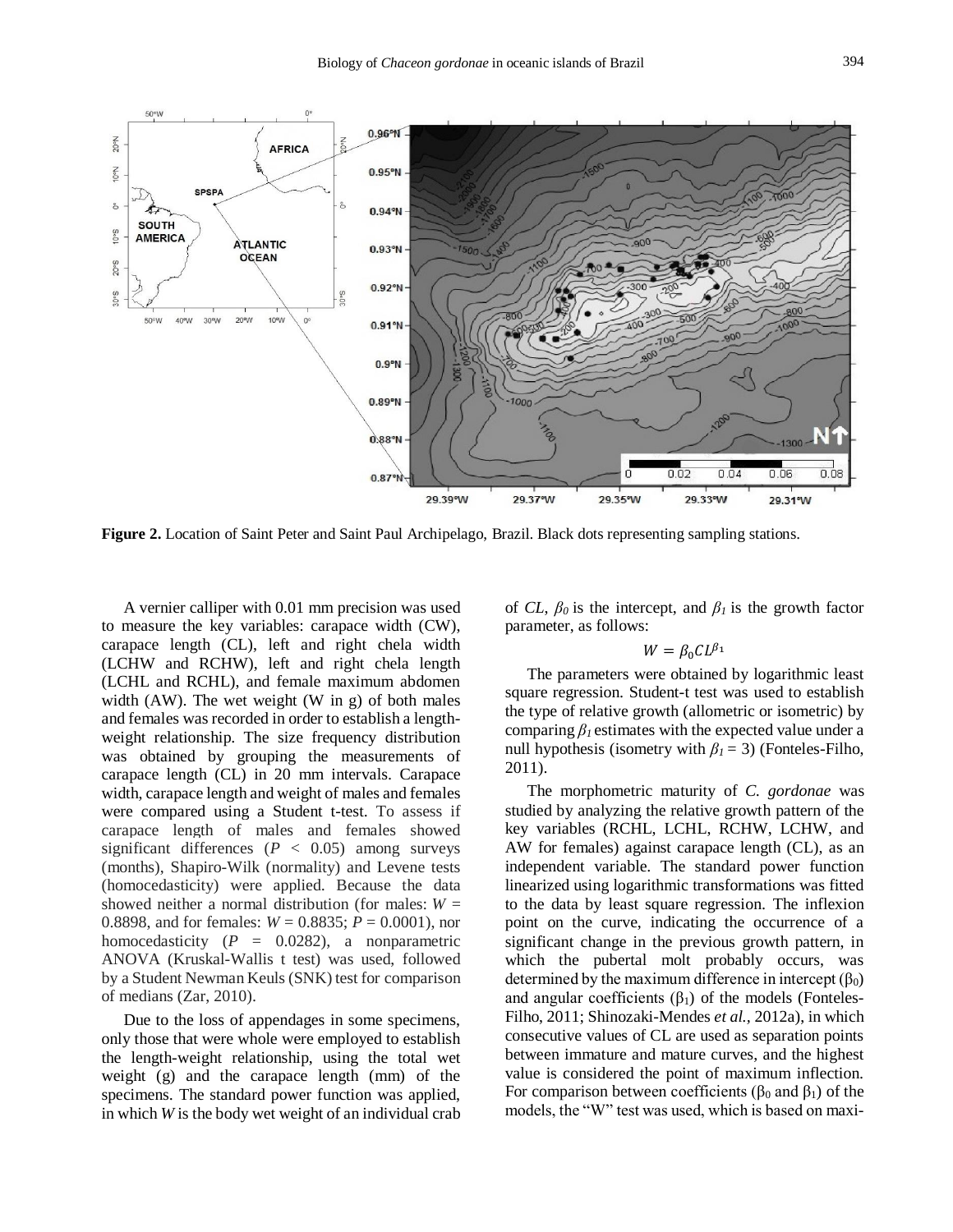**Figure 2.** Location of Saint Peter and Saint Paul Archipelago, Brazil. Black dots representing sampling stations.

A vernier calliper with 0.01 mm precision was used to measure the key variables: carapace width (CW), carapace length (CL), left and right chela width (LCHW and RCHW), left and right chela length (LCHL and RCHL), and female maximum abdomen width (AW). The wet weight (W in g) of both males and females was recorded in order to establish a length-weight relationship. The size frequency distribution was obtained by grouping the measurements of carapace length (CL) in 20 mm intervals. Carapace width, carapace length and weight of males and females were compared using a Student t-test. To assess if carapace length of males and females showed significant differences ($P < 0.05$) among surveys (months), Shapiro-Wilk (normality) and Levene tests (homocedasticity) were applied. Because the data showed neither a normal distribution (for males: $W = 0.8898$, and for females: $W = 0.8835$; $P = 0.0001$), nor homocedasticity ($P = 0.0282$), a nonparametric ANOVA (Kruskal-Wallis t test) was used, followed by a Student Newman Keuls (SNK) test for comparison of medians (Zar, 2010).

Due to the loss of appendages in some specimens, only those that were whole were employed to establish the length-weight relationship, using the total wet weight (g) and the carapace length (mm) of the specimens. The standard power function was applied, in which $W$ is the body wet weight of an individual crab of $CL$, $\beta_0$ is the intercept, and $\beta_1$ is the growth factor parameter, as follows:

$$W = \beta_0 CL^{\beta_1}$$

The parameters were obtained by logarithmic least square regression. Student-t test was used to establish the type of relative growth (allometric or isometric) by comparing $\beta_1$ estimates with the expected value under a null hypothesis (isometry with $\beta_1 = 3$) (Fonteles-Filho, 2011).

The morphometric maturity of *C. gordonae* was studied by analyzing the relative growth pattern of the key variables (RCHL, LCHL, RCHW, LCHW, and AW for females) against carapace length (CL), as an independent variable. The standard power function linearized using logarithmic transformations was fitted to the data by least square regression. The inflexion point on the curve, indicating the occurrence of a significant change in the previous growth pattern, in which the pubertal molt probably occurs, was determined by the maximum difference in intercept ($\beta_0$) and angular coefficients ($\beta_1$) of the models (Fonteles-Filho, 2011; Shinozaki-Mendes *et al.*, 2012a), in which consecutive values of CL are used as separation points between immature and mature curves, and the highest value is considered the point of maximum inflection. For comparison between coefficients ($\beta_0$ and $\beta_1$) of the models, the "W" test was used, which is based on maxi-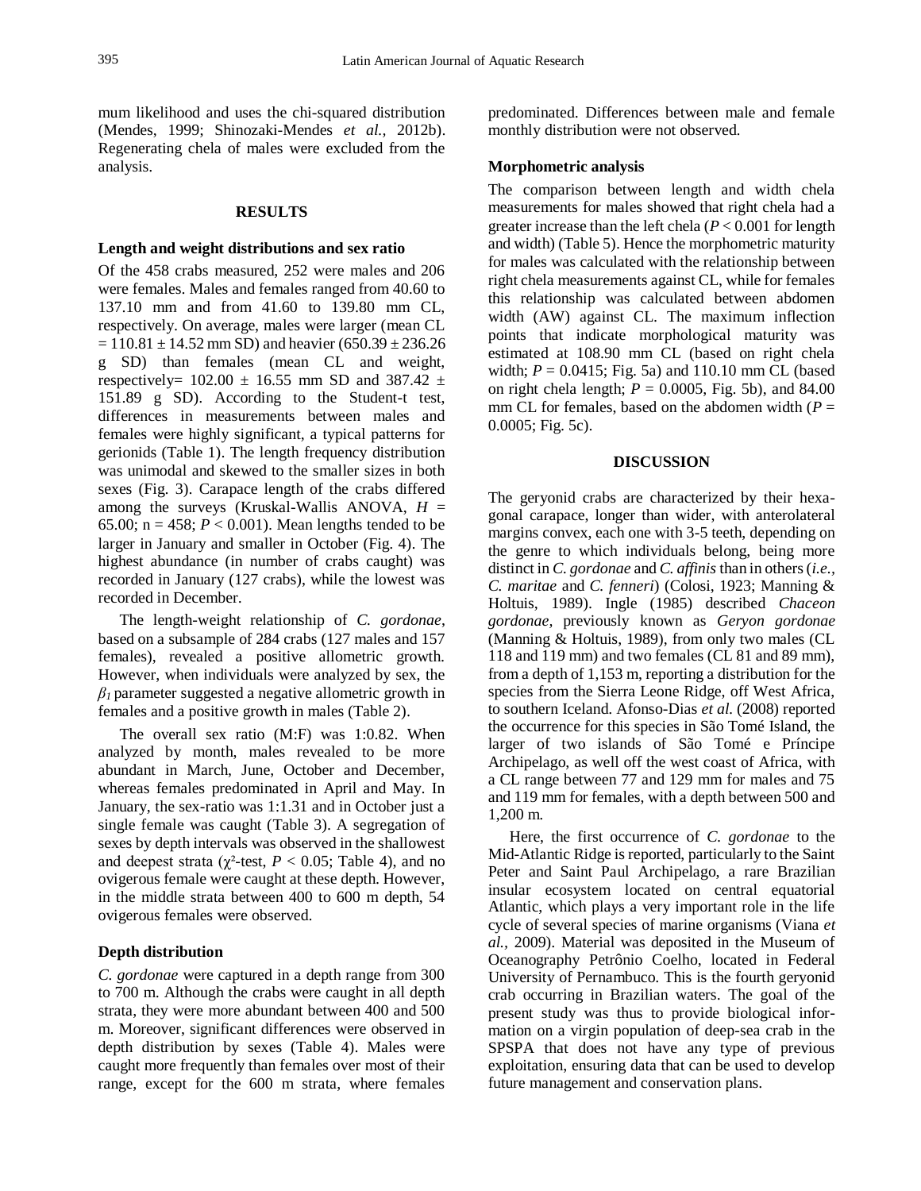mum likelihood and uses the chi-squared distribution (Mendes, 1999; Shinozaki-Mendes *et al.,* 2012b). Regenerating chela of males were excluded from the analysis.

## RESULTS

### Length and weight distributions and sex ratio

Of the 458 crabs measured, 252 were males and 206 were females. Males and females ranged from 40.60 to 137.10 mm and from 41.60 to 139.80 mm CL, respectively. On average, males were larger (mean CL = 110.81 ± 14.52 mm SD) and heavier (650.39 ± 236.26 g SD) than females (mean CL and weight, respectively= 102.00 ± 16.55 mm SD and 387.42 ± 151.89 g SD). According to the Student-t test, differences in measurements between males and females were highly significant, a typical patterns for gerionids (Table 1). The length frequency distribution was unimodal and skewed to the smaller sizes in both sexes (Fig. 3). Carapace length of the crabs differed among the surveys (Kruskal-Wallis ANOVA, $H$ = 65.00; n = 458; $P < 0.001$). Mean lengths tended to be larger in January and smaller in October (Fig. 4). The highest abundance (in number of crabs caught) was recorded in January (127 crabs), while the lowest was recorded in December.

The length-weight relationship of *C. gordonae*, based on a subsample of 284 crabs (127 males and 157 females), revealed a positive allometric growth. However, when individuals were analyzed by sex, the $\beta_1$ parameter suggested a negative allometric growth in females and a positive growth in males (Table 2).

The overall sex ratio (M:F) was 1:0.82. When analyzed by month, males revealed to be more abundant in March, June, October and December, whereas females predominated in April and May. In January, the sex-ratio was 1:1.31 and in October just a single female was caught (Table 3). A segregation of sexes by depth intervals was observed in the shallowest and deepest strata ($\chi^2$-test, $P < 0.05$; Table 4), and no ovigerous female were caught at these depth. However, in the middle strata between 400 to 600 m depth, 54 ovigerous females were observed.

### Depth distribution

*C. gordonae* were captured in a depth range from 300 to 700 m. Although the crabs were caught in all depth strata, they were more abundant between 400 and 500 m. Moreover, significant differences were observed in depth distribution by sexes (Table 4). Males were caught more frequently than females over most of their range, except for the 600 m strata, where females predominated. Differences between male and female monthly distribution were not observed.

### Morphometric analysis

The comparison between length and width chela measurements for males showed that right chela had a greater increase than the left chela ($P < 0.001$ for length and width) (Table 5). Hence the morphometric maturity for males was calculated with the relationship between right chela measurements against CL, while for females this relationship was calculated between abdomen width (AW) against CL. The maximum inflection points that indicate morphological maturity was estimated at 108.90 mm CL (based on right chela width; $P = 0.0415$; Fig. 5a) and 110.10 mm CL (based on right chela length; $P = 0.0005$, Fig. 5b), and 84.00 mm CL for females, based on the abdomen width ($P = 0.0005$; Fig. 5c).

## DISCUSSION

The geryonid crabs are characterized by their hexagonal carapace, longer than wider, with anterolateral margins convex, each one with 3-5 teeth, depending on the genre to which individuals belong, being more distinct in *C. gordonae* and *C. affinis* than in others (*i.e., C. maritae* and *C. fenneri*) (Colosi, 1923; Manning & Holtuis, 1989). Ingle (1985) described *Chaceon gordonae*, previously known as *Geryon gordonae* (Manning & Holtuis, 1989), from only two males (CL 118 and 119 mm) and two females (CL 81 and 89 mm), from a depth of 1,153 m, reporting a distribution for the species from the Sierra Leone Ridge, off West Africa, to southern Iceland. Afonso-Dias *et al.* (2008) reported the occurrence for this species in São Tomé Island, the larger of two islands of São Tomé e Príncipe Archipelago, as well off the west coast of Africa, with a CL range between 77 and 129 mm for males and 75 and 119 mm for females, with a depth between 500 and 1,200 m.

Here, the first occurrence of *C. gordonae* to the Mid-Atlantic Ridge is reported, particularly to the Saint Peter and Saint Paul Archipelago, a rare Brazilian insular ecosystem located on central equatorial Atlantic, which plays a very important role in the life cycle of several species of marine organisms (Viana *et al.,* 2009). Material was deposited in the Museum of Oceanography Petrônio Coelho, located in Federal University of Pernambuco. This is the fourth geryonid crab occurring in Brazilian waters. The goal of the present study was thus to provide biological information on a virgin population of deep-sea crab in the SPSPA that does not have any type of previous exploitation, ensuring data that can be used to develop future management and conservation plans.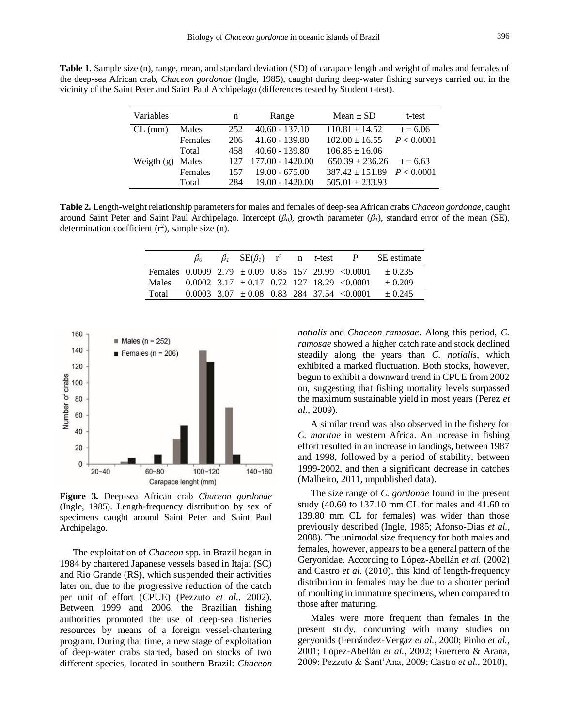**Table 1.** Sample size (n), range, mean, and standard deviation (SD) of carapace length and weight of males and females of the deep-sea African crab, *Chaceon gordonae* (Ingle, 1985), caught during deep-water fishing surveys carried out in the vicinity of the Saint Peter and Saint Paul Archipelago (differences tested by Student t-test).

| Variables | | n | Range | Mean ± SD | t-test |
|---|---|---|---|---|---|
| CL (mm) | Males | 252 | 40.60 - 137.10 | 110.81 ± 14.52 | t = 6.06 |
| | Females | 206 | 41.60 - 139.80 | 102.00 ± 16.55 | $P < 0.0001$ |
| | Total | 458 | 40.60 - 139.80 | 106.85 ± 16.06 | |
| Weigth (g) | Males | 127 | 177.00 - 1420.00 | 650.39 ± 236.26 | t = 6.63 |
| | Females | 157 | 19.00 - 675.00 | 387.42 ± 151.89 | $P < 0.0001$ |
| | Total | 284 | 19.00 - 1420.00 | 505.01 ± 233.93 | |

**Table 2.** Length-weight relationship parameters for males and females of deep-sea African crabs *Chaceon gordonae*, caught around Saint Peter and Saint Paul Archipelago. Intercept ($\beta_0$), growth parameter ($\beta_1$), standard error of the mean (SE), determination coefficient ($r^2$), sample size (n).

| | $\beta_0$ | $\beta_1$ | SE($\beta_1$) | $r^2$ | n | *t*-test | *P* | SE estimate |
|---|---|---|---|---|---|---|---|---|
| Females | 0.0009 | 2.79 | ± 0.09 | 0.85 | 157 | 29.99 | <0.0001 | ± 0.235 |
| Males | 0.0002 | 3.17 | ± 0.17 | 0.72 | 127 | 18.29 | <0.0001 | ± 0.209 |
| Total | 0.0003 | 3.07 | ± 0.08 | 0.83 | 284 | 37.54 | <0.0001 | ± 0.245 |

**Figure 3.** Deep-sea African crab *Chaceon gordonae* (Ingle, 1985). Length-frequency distribution by sex of specimens caught around Saint Peter and Saint Paul Archipelago.

The exploitation of *Chaceon* spp. in Brazil began in 1984 by chartered Japanese vessels based in Itajaí (SC) and Rio Grande (RS), which suspended their activities later on, due to the progressive reduction of the catch per unit of effort (CPUE) (Pezzuto *et al.*, 2002). Between 1999 and 2006, the Brazilian fishing authorities promoted the use of deep-sea fisheries resources by means of a foreign vessel-chartering program. During that time, a new stage of exploitation of deep-water crabs started, based on stocks of two different species, located in southern Brazil: *Chaceon notialis* and *Chaceon ramosae*. Along this period, *C. ramosae* showed a higher catch rate and stock declined steadily along the years than *C. notialis*, which exhibited a marked fluctuation. Both stocks, however, begun to exhibit a downward trend in CPUE from 2002 on, suggesting that fishing mortality levels surpassed the maximum sustainable yield in most years (Perez *et al.*, 2009).

A similar trend was also observed in the fishery for *C. maritae* in western Africa. An increase in fishing effort resulted in an increase in landings, between 1987 and 1998, followed by a period of stability, between 1999-2002, and then a significant decrease in catches (Malheiro, 2011, unpublished data).

The size range of *C. gordonae* found in the present study (40.60 to 137.10 mm CL for males and 41.60 to 139.80 mm CL for females) was wider than those previously described (Ingle, 1985; Afonso-Dias *et al.*, 2008). The unimodal size frequency for both males and females, however, appears to be a general pattern of the Geryonidae. According to López-Abellán *et al.* (2002) and Castro *et al.* (2010), this kind of length-frequency distribution in females may be due to a shorter period of moulting in immature specimens, when compared to those after maturing.

Males were more frequent than females in the present study, concurring with many studies on geryonids (Fernández-Vergaz *et al.*, 2000; Pinho *et al.*, 2001; López-Abellán *et al.*, 2002; Guerrero & Arana, 2009; Pezzuto & Sant'Ana, 2009; Castro *et al.*, 2010),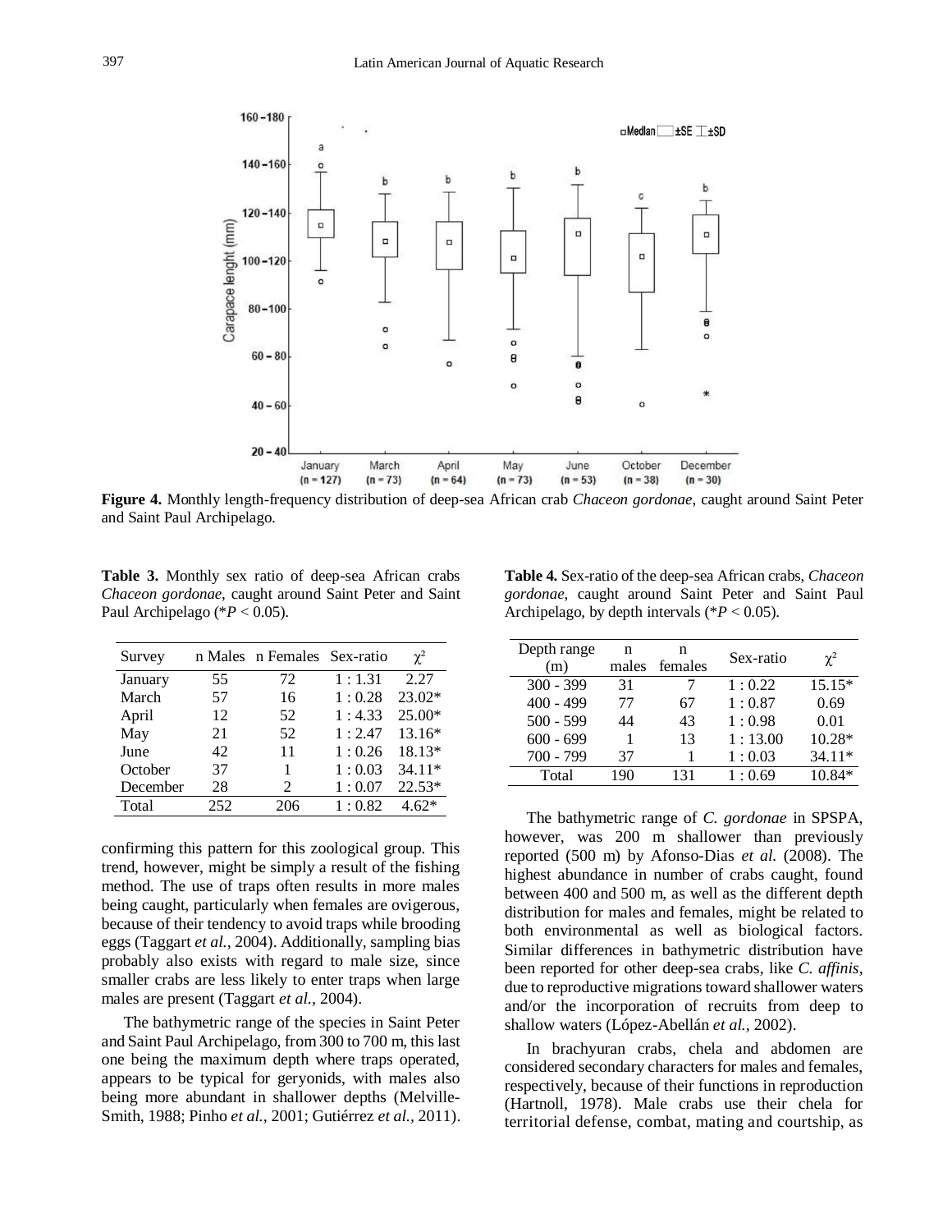**Figure 4.** Monthly length-frequency distribution of deep-sea African crab *Chaceon gordonae*, caught around Saint Peter and Saint Paul Archipelago.

**Table 3.** Monthly sex ratio of deep-sea African crabs *Chaceon gordonae*, caught around Saint Peter and Saint Paul Archipelago (*$P < 0.05$).

| Survey | n Males | n Females | Sex-ratio | $\chi^2$ |
|---|---|---|---|---|
| January | 55 | 72 | 1 : 1.31 | 2.27 |
| March | 57 | 16 | 1 : 0.28 | 23.02* |
| April | 12 | 52 | 1 : 4.33 | 25.00* |
| May | 21 | 52 | 1 : 2.47 | 13.16* |
| June | 42 | 11 | 1 : 0.26 | 18.13* |
| October | 37 | 1 | 1 : 0.03 | 34.11* |
| December | 28 | 2 | 1 : 0.07 | 22.53* |
| Total | 252 | 206 | 1 : 0.82 | 4.62* |

**Table 4.** Sex-ratio of the deep-sea African crabs, *Chaceon gordonae*, caught around Saint Peter and Saint Paul Archipelago, by depth intervals (*$P < 0.05$).

| Depth range (m) | n males | n females | Sex-ratio | $\chi^2$ |
|---|---|---|---|---|
| 300 - 399 | 31 | 7 | 1 : 0.22 | 15.15* |
| 400 - 499 | 77 | 67 | 1 : 0.87 | 0.69 |
| 500 - 599 | 44 | 43 | 1 : 0.98 | 0.01 |
| 600 - 699 | 1 | 13 | 1 : 13.00 | 10.28* |
| 700 - 799 | 37 | 1 | 1 : 0.03 | 34.11* |
| Total | 190 | 131 | 1 : 0.69 | 10.84* |

confirming this pattern for this zoological group. This trend, however, might be simply a result of the fishing method. The use of traps often results in more males being caught, particularly when females are ovigerous, because of their tendency to avoid traps while brooding eggs (Taggart *et al.*, 2004). Additionally, sampling bias probably also exists with regard to male size, since smaller crabs are less likely to enter traps when large males are present (Taggart *et al.*, 2004).

The bathymetric range of the species in Saint Peter and Saint Paul Archipelago, from 300 to 700 m, this last one being the maximum depth where traps operated, appears to be typical for geryonids, with males also being more abundant in shallower depths (Melville-Smith, 1988; Pinho *et al.*, 2001; Gutiérrez *et al.*, 2011). The bathymetric range of *C. gordonae* in SPSPA, however, was 200 m shallower than previously reported (500 m) by Afonso-Dias *et al.* (2008). The highest abundance in number of crabs caught, found between 400 and 500 m, as well as the different depth distribution for males and females, might be related to both environmental as well as biological factors. Similar differences in bathymetric distribution have been reported for other deep-sea crabs, like *C. affinis*, due to reproductive migrations toward shallower waters and/or the incorporation of recruits from deep to shallow waters (López-Abellán *et al.*, 2002).

In brachyuran crabs, chela and abdomen are considered secondary characters for males and females, respectively, because of their functions in reproduction (Hartnoll, 1978). Male crabs use their chela for territorial defense, combat, mating and courtship, as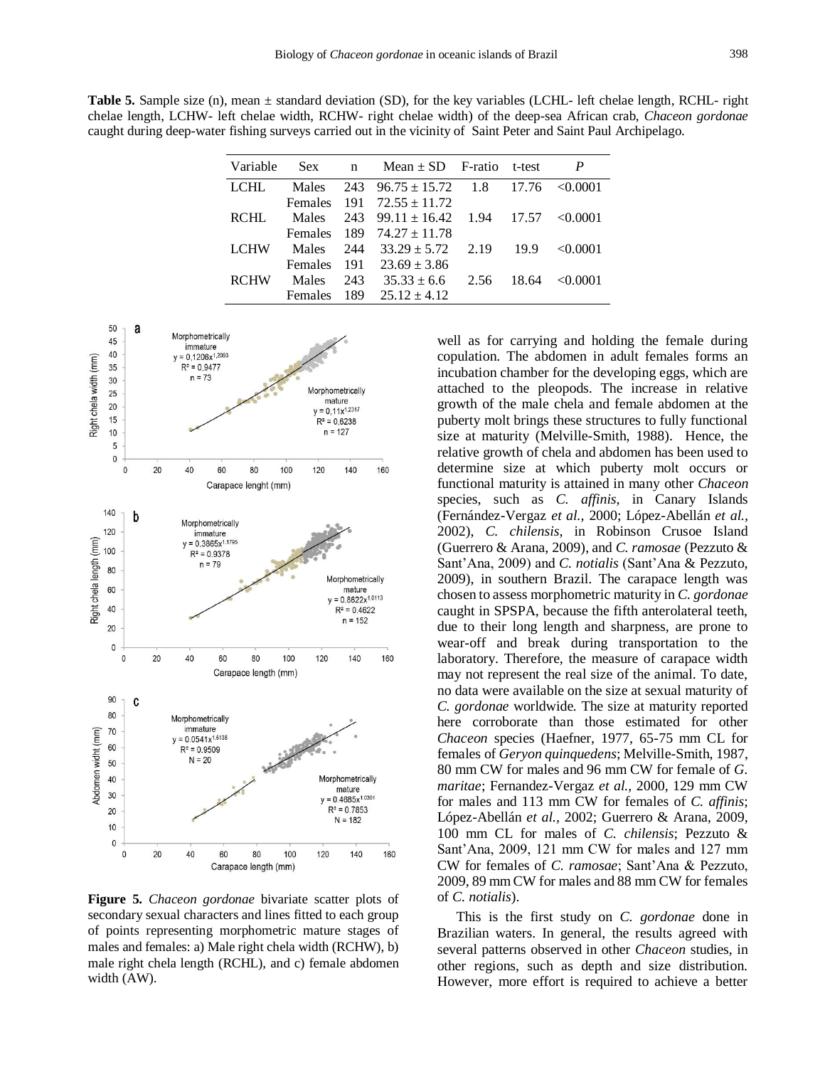**Table 5.** Sample size (n), mean ± standard deviation (SD), for the key variables (LCHL- left chelae length, RCHL- right chelae length, LCHW- left chelae width, RCHW- right chelae width) of the deep-sea African crab, *Chaceon gordonae* caught during deep-water fishing surveys carried out in the vicinity of Saint Peter and Saint Paul Archipelago.

| Variable | Sex | n | Mean ± SD | F-ratio | t-test | *P* |
|---|---|---|---|---|---|---|
| LCHL | Males | 243 | 96.75 ± 15.72 | 1.8 | 17.76 | <0.0001 |
| | Females | 191 | 72.55 ± 11.72 | | | |
| RCHL | Males | 243 | 99.11 ± 16.42 | 1.94 | 17.57 | <0.0001 |
| | Females | 189 | 74.27 ± 11.78 | | | |
| LCHW | Males | 244 | 33.29 ± 5.72 | 2.19 | 19.9 | <0.0001 |
| | Females | 191 | 23.69 ± 3.86 | | | |
| RCHW | Males | 243 | 35.33 ± 6.6 | 2.56 | 18.64 | <0.0001 |
| | Females | 189 | 25.12 ± 4.12 | | | |

**Figure 5.** *Chaceon gordonae* bivariate scatter plots of secondary sexual characters and lines fitted to each group of points representing morphometric mature stages of males and females: a) Male right chela width (RCHW), b) male right chela length (RCHL), and c) female abdomen width (AW).

well as for carrying and holding the female during copulation. The abdomen in adult females forms an incubation chamber for the developing eggs, which are attached to the pleopods. The increase in relative growth of the male chela and female abdomen at the puberty molt brings these structures to fully functional size at maturity (Melville-Smith, 1988). Hence, the relative growth of chela and abdomen has been used to determine size at which puberty molt occurs or functional maturity is attained in many other *Chaceon* species, such as *C. affinis*, in Canary Islands (Fernández-Vergaz *et al.*, 2000; López-Abellán *et al.*, 2002), *C. chilensis*, in Robinson Crusoe Island (Guerrero & Arana, 2009), and *C. ramosae* (Pezzuto & Sant'Ana, 2009) and *C. notialis* (Sant'Ana & Pezzuto, 2009), in southern Brazil. The carapace length was chosen to assess morphometric maturity in *C. gordonae* caught in SPSPA, because the fifth anterolateral teeth, due to their long length and sharpness, are prone to wear-off and break during transportation to the laboratory. Therefore, the measure of carapace width may not represent the real size of the animal. To date, no data were available on the size at sexual maturity of *C. gordonae* worldwide. The size at maturity reported here corroborate than those estimated for other *Chaceon* species (Haefner, 1977, 65-75 mm CL for females of *Geryon quinquedens*; Melville-Smith, 1987, 80 mm CW for males and 96 mm CW for female of *G. maritae*; Fernandez-Vergaz *et al.*, 2000, 129 mm CW for males and 113 mm CW for females of *C. affinis*; López-Abellán *et al.*, 2002; Guerrero & Arana, 2009, 100 mm CL for males of *C. chilensis*; Pezzuto & Sant'Ana, 2009, 121 mm CW for males and 127 mm CW for females of *C. ramosae*; Sant'Ana & Pezzuto, 2009, 89 mm CW for males and 88 mm CW for females of *C. notialis*).

This is the first study on *C. gordonae* done in Brazilian waters. In general, the results agreed with several patterns observed in other *Chaceon* studies, in other regions, such as depth and size distribution. However, more effort is required to achieve a better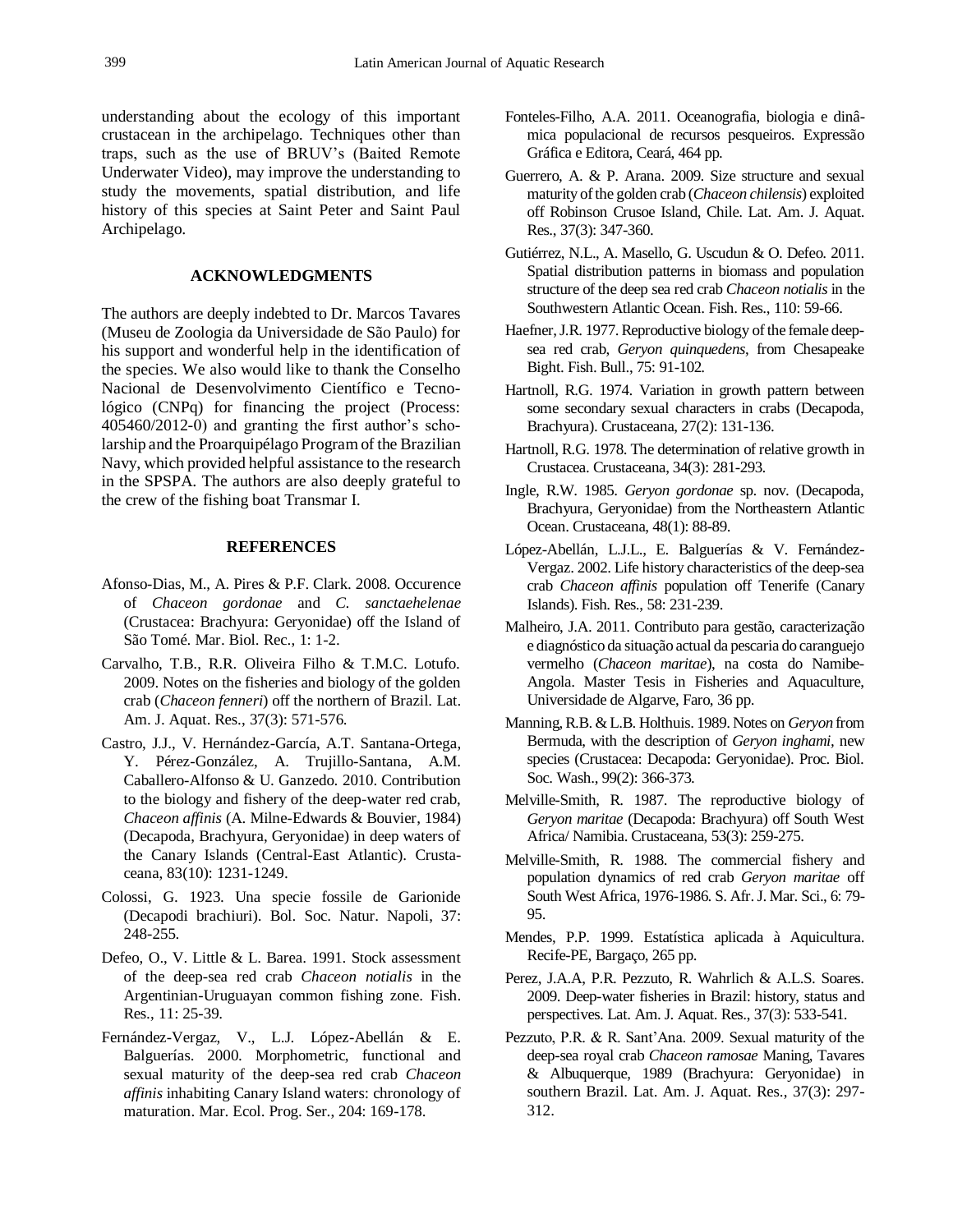understanding about the ecology of this important crustacean in the archipelago. Techniques other than traps, such as the use of BRUV's (Baited Remote Underwater Video), may improve the understanding to study the movements, spatial distribution, and life history of this species at Saint Peter and Saint Paul Archipelago.

## ACKNOWLEDGMENTS

The authors are deeply indebted to Dr. Marcos Tavares (Museu de Zoologia da Universidade de São Paulo) for his support and wonderful help in the identification of the species. We also would like to thank the Conselho Nacional de Desenvolvimento Científico e Tecnológico (CNPq) for financing the project (Process: 405460/2012-0) and granting the first author's scholarship and the Proarquipélago Program of the Brazilian Navy, which provided helpful assistance to the research in the SPSPA. The authors are also deeply grateful to the crew of the fishing boat Transmar I.

## REFERENCES

Afonso-Dias, M., A. Pires & P.F. Clark. 2008. Occurence of *Chaceon gordonae* and *C. sanctaehelenae* (Crustacea: Brachyura: Geryonidae) off the Island of São Tomé. Mar. Biol. Rec., 1: 1-2.

Carvalho, T.B., R.R. Oliveira Filho & T.M.C. Lotufo. 2009. Notes on the fisheries and biology of the golden crab (*Chaceon fenneri*) off the northern of Brazil. Lat. Am. J. Aquat. Res., 37(3): 571-576.

Castro, J.J., V. Hernández-García, A.T. Santana-Ortega, Y. Pérez-González, A. Trujillo-Santana, A.M. Caballero-Alfonso & U. Ganzedo. 2010. Contribution to the biology and fishery of the deep-water red crab, *Chaceon affinis* (A. Milne-Edwards & Bouvier, 1984) (Decapoda, Brachyura, Geryonidae) in deep waters of the Canary Islands (Central-East Atlantic). Crustaceana, 83(10): 1231-1249.

Colossi, G. 1923. Una specie fossile de Garionide (Decapodi brachiuri). Bol. Soc. Natur. Napoli, 37: 248-255.

Defeo, O., V. Little & L. Barea. 1991. Stock assessment of the deep-sea red crab *Chaceon notialis* in the Argentinian-Uruguayan common fishing zone. Fish. Res., 11: 25-39.

Fernández-Vergaz, V., L.J. López-Abellán & E. Balguerías. 2000. Morphometric, functional and sexual maturity of the deep-sea red crab *Chaceon affinis* inhabiting Canary Island waters: chronology of maturation. Mar. Ecol. Prog. Ser., 204: 169-178.

Fonteles-Filho, A.A. 2011. Oceanografia, biologia e dinâmica populacional de recursos pesqueiros. Expressão Gráfica e Editora, Ceará, 464 pp.

Guerrero, A. & P. Arana. 2009. Size structure and sexual maturity of the golden crab (*Chaceon chilensis*) exploited off Robinson Crusoe Island, Chile. Lat. Am. J. Aquat. Res., 37(3): 347-360.

Gutiérrez, N.L., A. Masello, G. Uscudun & O. Defeo. 2011. Spatial distribution patterns in biomass and population structure of the deep sea red crab *Chaceon notialis* in the Southwestern Atlantic Ocean. Fish. Res., 110: 59-66.

Haefner, J.R. 1977. Reproductive biology of the female deep-sea red crab, *Geryon quinquedens*, from Chesapeake Bight. Fish. Bull., 75: 91-102.

Hartnoll, R.G. 1974. Variation in growth pattern between some secondary sexual characters in crabs (Decapoda, Brachyura). Crustaceana, 27(2): 131-136.

Hartnoll, R.G. 1978. The determination of relative growth in Crustacea. Crustaceana, 34(3): 281-293.

Ingle, R.W. 1985. *Geryon gordonae* sp. nov. (Decapoda, Brachyura, Geryonidae) from the Northeastern Atlantic Ocean. Crustaceana, 48(1): 88-89.

López-Abellán, L.J.L., E. Balguerías & V. Fernández-Vergaz. 2002. Life history characteristics of the deep-sea crab *Chaceon affinis* population off Tenerife (Canary Islands). Fish. Res., 58: 231-239.

Malheiro, J.A. 2011. Contributo para gestão, caracterização e diagnóstico da situação actual da pescaria do caranguejo vermelho (*Chaceon maritae*), na costa do Namibe-Angola. Master Tesis in Fisheries and Aquaculture, Universidade de Algarve, Faro, 36 pp.

Manning, R.B. & L.B. Holthuis. 1989. Notes on *Geryon* from Bermuda, with the description of *Geryon inghami*, new species (Crustacea: Decapoda: Geryonidae). Proc. Biol. Soc. Wash., 99(2): 366-373.

Melville-Smith, R. 1987. The reproductive biology of *Geryon maritae* (Decapoda: Brachyura) off South West Africa/ Namibia. Crustaceana, 53(3): 259-275.

Melville-Smith, R. 1988. The commercial fishery and population dynamics of red crab *Geryon maritae* off South West Africa, 1976-1986. S. Afr. J. Mar. Sci., 6: 79-95.

Mendes, P.P. 1999. Estatística aplicada à Aquicultura. Recife-PE, Bargaço, 265 pp.

Perez, J.A.A, P.R. Pezzuto, R. Wahrlich & A.L.S. Soares. 2009. Deep-water fisheries in Brazil: history, status and perspectives. Lat. Am. J. Aquat. Res., 37(3): 533-541.

Pezzuto, P.R. & R. Sant'Ana. 2009. Sexual maturity of the deep-sea royal crab *Chaceon ramosae* Maning, Tavares & Albuquerque, 1989 (Brachyura: Geryonidae) in southern Brazil. Lat. Am. J. Aquat. Res., 37(3): 297-312.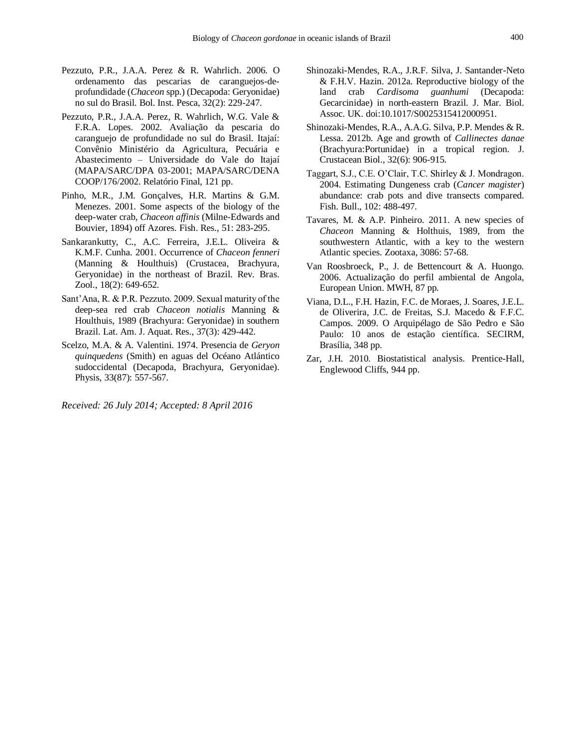Pezzuto, P.R., J.A.A. Perez & R. Wahrlich. 2006. O ordenamento das pescarias de caranguejos-de-profundidade (*Chaceon* spp.) (Decapoda: Geryonidae) no sul do Brasil. Bol. Inst. Pesca, 32(2): 229-247.

Pezzuto, P.R., J.A.A. Perez, R. Wahrlich, W.G. Vale & F.R.A. Lopes. 2002. Avaliação da pescaria do caranguejo de profundidade no sul do Brasil. Itajaí: Convênio Ministério da Agricultura, Pecuária e Abastecimento – Universidade do Vale do Itajaí (MAPA/SARC/DPA 03-2001; MAPA/SARC/DENA COOP/176/2002. Relatório Final, 121 pp.

Pinho, M.R., J.M. Gonçalves, H.R. Martins & G.M. Menezes. 2001. Some aspects of the biology of the deep-water crab, *Chaceon affinis* (Milne-Edwards and Bouvier, 1894) off Azores. Fish. Res., 51: 283-295.

Sankarankutty, C., A.C. Ferreira, J.E.L. Oliveira & K.M.F. Cunha. 2001. Occurrence of *Chaceon fenneri* (Manning & Houlthuis) (Crustacea, Brachyura, Geryonidae) in the northeast of Brazil. Rev. Bras. Zool., 18(2): 649-652.

Sant'Ana, R. & P.R. Pezzuto. 2009. Sexual maturity of the deep-sea red crab *Chaceon notialis* Manning & Houlthuis, 1989 (Brachyura: Geryonidae) in southern Brazil. Lat. Am. J. Aquat. Res., 37(3): 429-442.

Scelzo, M.A. & A. Valentini. 1974. Presencia de *Geryon quinquedens* (Smith) en aguas del Océano Atlántico sudoccidental (Decapoda, Brachyura, Geryonidae). Physis, 33(87): 557-567.

*Received: 26 July 2014; Accepted: 8 April 2016*

Shinozaki-Mendes, R.A., J.R.F. Silva, J. Santander-Neto & F.H.V. Hazin. 2012a. Reproductive biology of the land crab *Cardisoma guanhumi* (Decapoda: Gecarcinidae) in north-eastern Brazil. J. Mar. Biol. Assoc. UK. doi:10.1017/S0025315412000951.

Shinozaki-Mendes, R.A., A.A.G. Silva, P.P. Mendes & R. Lessa. 2012b. Age and growth of *Callinectes danae* (Brachyura:Portunidae) in a tropical region. J. Crustacean Biol., 32(6): 906-915.

Taggart, S.J., C.E. O'Clair, T.C. Shirley & J. Mondragon. 2004. Estimating Dungeness crab (*Cancer magister*) abundance: crab pots and dive transects compared. Fish. Bull., 102: 488-497.

Tavares, M. & A.P. Pinheiro. 2011. A new species of *Chaceon* Manning & Holthuis, 1989, from the southwestern Atlantic, with a key to the western Atlantic species. Zootaxa, 3086: 57-68.

Van Roosbroeck, P., J. de Bettencourt & A. Huongo. 2006. Actualização do perfil ambiental de Angola, European Union. MWH, 87 pp.

Viana, D.L., F.H. Hazin, F.C. de Moraes, J. Soares, J.E.L. de Oliverira, J.C. de Freitas, S.J. Macedo & F.F.C. Campos. 2009. O Arquipélago de São Pedro e São Paulo: 10 anos de estação científica. SECIRM, Brasília, 348 pp.

Zar, J.H. 2010. Biostatistical analysis. Prentice-Hall, Englewood Cliffs, 944 pp.